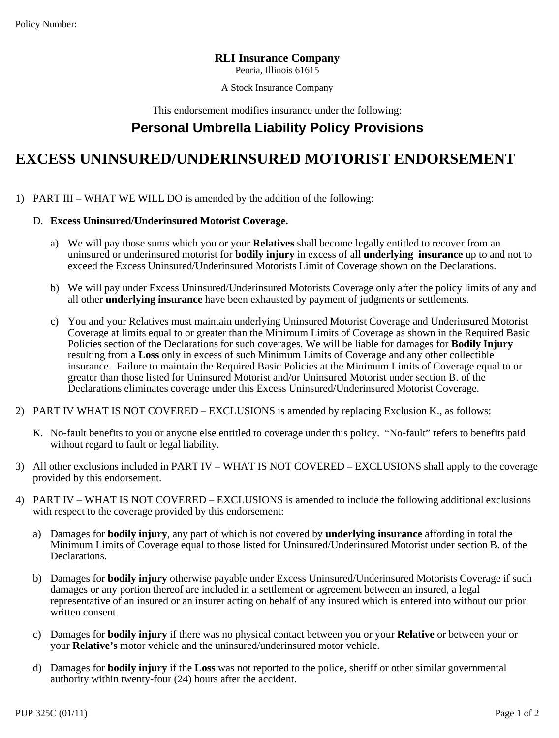Policy Number:

**RLI Insurance Company**
Peoria, Illinois 61615

A Stock Insurance Company

This endorsement modifies insurance under the following:

## Personal Umbrella Liability Policy Provisions

# EXCESS UNINSURED/UNDERINSURED MOTORIST ENDORSEMENT

1) PART III – WHAT WE WILL DO is amended by the addition of the following:

   D. **Excess Uninsured/Underinsured Motorist Coverage.**

      a) We will pay those sums which you or your **Relatives** shall become legally entitled to recover from an uninsured or underinsured motorist for **bodily injury** in excess of all **underlying insurance** up to and not to exceed the Excess Uninsured/Underinsured Motorists Limit of Coverage shown on the Declarations.

      b) We will pay under Excess Uninsured/Underinsured Motorists Coverage only after the policy limits of any and all other **underlying insurance** have been exhausted by payment of judgments or settlements.

      c) You and your Relatives must maintain underlying Uninsured Motorist Coverage and Underinsured Motorist Coverage at limits equal to or greater than the Minimum Limits of Coverage as shown in the Required Basic Policies section of the Declarations for such coverages. We will be liable for damages for **Bodily Injury** resulting from a **Loss** only in excess of such Minimum Limits of Coverage and any other collectible insurance. Failure to maintain the Required Basic Policies at the Minimum Limits of Coverage equal to or greater than those listed for Uninsured Motorist and/or Uninsured Motorist under section B. of the Declarations eliminates coverage under this Excess Uninsured/Underinsured Motorist Coverage.

2) PART IV WHAT IS NOT COVERED – EXCLUSIONS is amended by replacing Exclusion K., as follows:

   K. No-fault benefits to you or anyone else entitled to coverage under this policy. "No-fault" refers to benefits paid without regard to fault or legal liability.

3) All other exclusions included in PART IV – WHAT IS NOT COVERED – EXCLUSIONS shall apply to the coverage provided by this endorsement.

4) PART IV – WHAT IS NOT COVERED – EXCLUSIONS is amended to include the following additional exclusions with respect to the coverage provided by this endorsement:

   a) Damages for **bodily injury**, any part of which is not covered by **underlying insurance** affording in total the Minimum Limits of Coverage equal to those listed for Uninsured/Underinsured Motorist under section B. of the Declarations.

   b) Damages for **bodily injury** otherwise payable under Excess Uninsured/Underinsured Motorists Coverage if such damages or any portion thereof are included in a settlement or agreement between an insured, a legal representative of an insured or an insurer acting on behalf of any insured which is entered into without our prior written consent.

   c) Damages for **bodily injury** if there was no physical contact between you or your **Relative** or between your or your **Relative's** motor vehicle and the uninsured/underinsured motor vehicle.

   d) Damages for **bodily injury** if the **Loss** was not reported to the police, sheriff or other similar governmental authority within twenty-four (24) hours after the accident.

PUP 325C (01/11)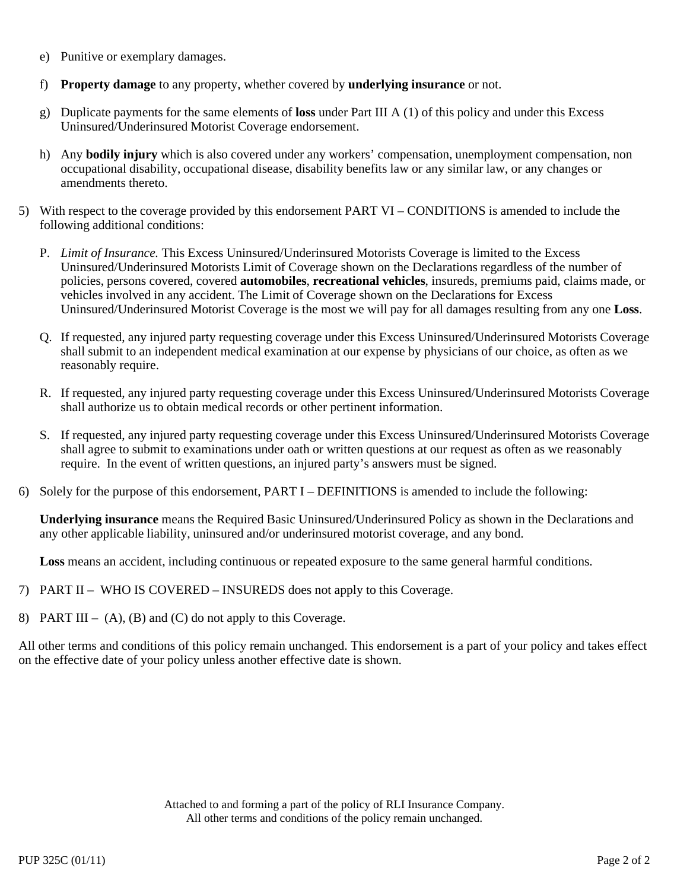e) Punitive or exemplary damages.

f) **Property damage** to any property, whether covered by **underlying insurance** or not.

g) Duplicate payments for the same elements of **loss** under Part III A (1) of this policy and under this Excess Uninsured/Underinsured Motorist Coverage endorsement.

h) Any **bodily injury** which is also covered under any workers' compensation, unemployment compensation, non occupational disability, occupational disease, disability benefits law or any similar law, or any changes or amendments thereto.

5) With respect to the coverage provided by this endorsement PART VI – CONDITIONS is amended to include the following additional conditions:

P. *Limit of Insurance.* This Excess Uninsured/Underinsured Motorists Coverage is limited to the Excess Uninsured/Underinsured Motorists Limit of Coverage shown on the Declarations regardless of the number of policies, persons covered, covered **automobiles**, **recreational vehicles**, insureds, premiums paid, claims made, or vehicles involved in any accident. The Limit of Coverage shown on the Declarations for Excess Uninsured/Underinsured Motorist Coverage is the most we will pay for all damages resulting from any one **Loss**.

Q. If requested, any injured party requesting coverage under this Excess Uninsured/Underinsured Motorists Coverage shall submit to an independent medical examination at our expense by physicians of our choice, as often as we reasonably require.

R. If requested, any injured party requesting coverage under this Excess Uninsured/Underinsured Motorists Coverage shall authorize us to obtain medical records or other pertinent information.

S. If requested, any injured party requesting coverage under this Excess Uninsured/Underinsured Motorists Coverage shall agree to submit to examinations under oath or written questions at our request as often as we reasonably require. In the event of written questions, an injured party's answers must be signed.

6) Solely for the purpose of this endorsement, PART I – DEFINITIONS is amended to include the following:

**Underlying insurance** means the Required Basic Uninsured/Underinsured Policy as shown in the Declarations and any other applicable liability, uninsured and/or underinsured motorist coverage, and any bond.

**Loss** means an accident, including continuous or repeated exposure to the same general harmful conditions.

7) PART II – WHO IS COVERED – INSUREDS does not apply to this Coverage.

8) PART III – (A), (B) and (C) do not apply to this Coverage.

All other terms and conditions of this policy remain unchanged. This endorsement is a part of your policy and takes effect on the effective date of your policy unless another effective date is shown.

Attached to and forming a part of the policy of RLI Insurance Company.
All other terms and conditions of the policy remain unchanged.

PUP 325C (01/11)